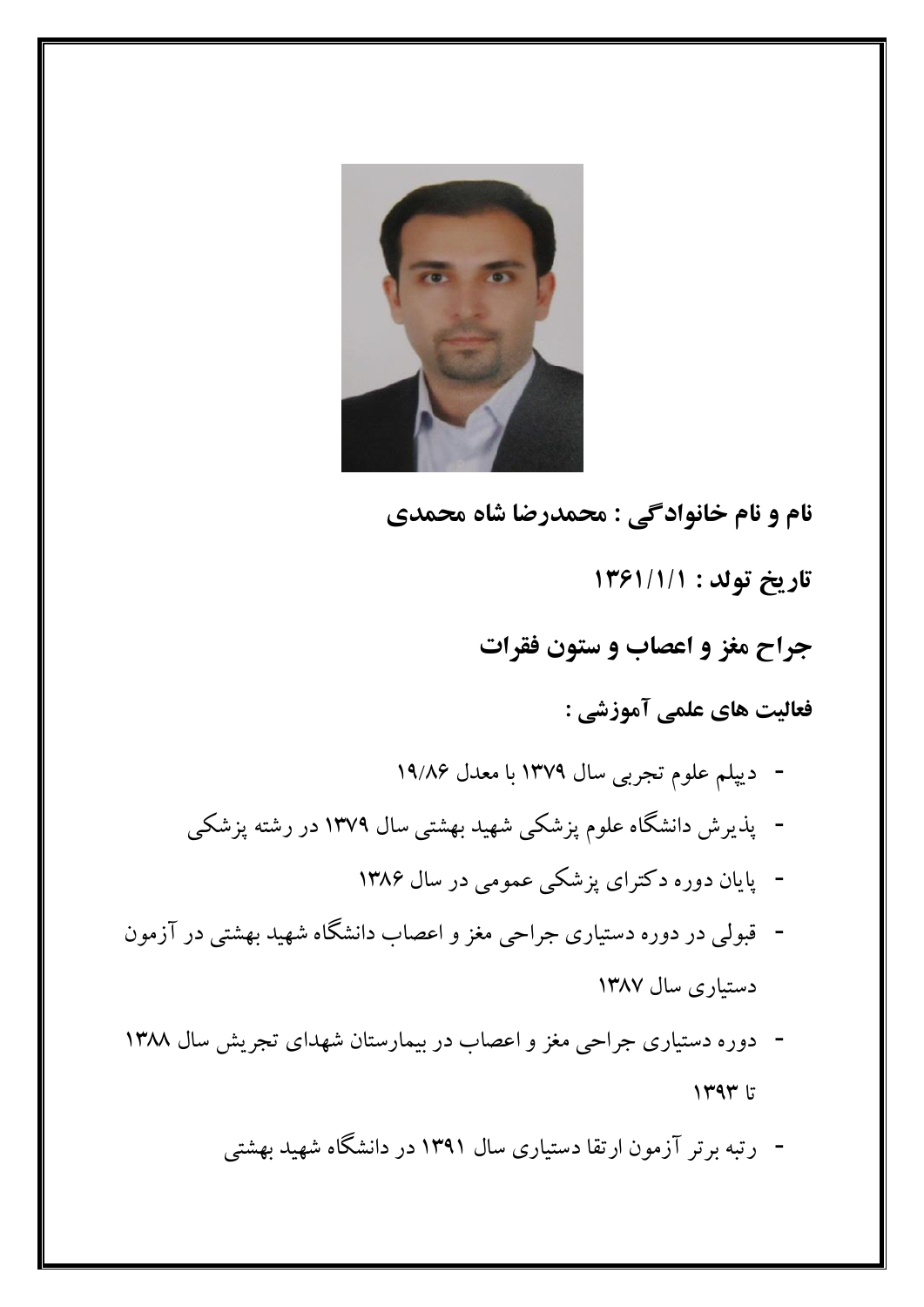**نام و نام خانوادگی : محمدرضا شاه محمدی**

**تاریخ تولد : ۱۳۶۱/۱/۱**

**جراح مغز و اعصاب و ستون فقرات**

**فعالیت های علمی آموزشی :**

- دیپلم علوم تجربی سال ۱۳۷۹ با معدل ۱۹/۸۶
- پذیرش دانشگاه علوم پزشکی شهید بهشتی سال ۱۳۷۹ در رشته پزشکی
- پایان دوره دکترای پزشکی عمومی در سال ۱۳۸۶
- قبولی در دوره دستیاری جراحی مغز و اعصاب دانشگاه شهید بهشتی در آزمون دستیاری سال ۱۳۸۷
- دوره دستیاری جراحی مغز و اعصاب در بیمارستان شهدای تجریش سال ۱۳۸۸ تا ۱۳۹۳
- رتبه برتر آزمون ارتقا دستیاری سال ۱۳۹۱ در دانشگاه شهید بهشتی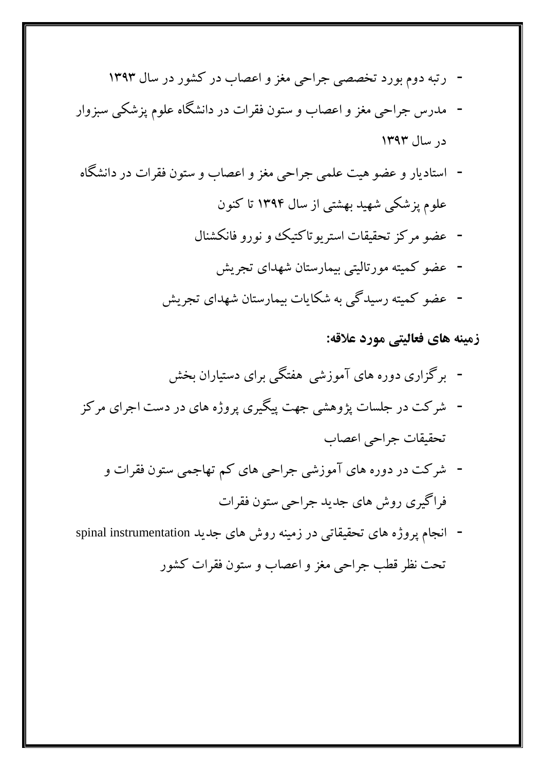- رتبه دوم بورد تخصصی جراحی مغز و اعصاب در کشور در سال ۱۳۹۳
- مدرس جراحی مغز و اعصاب و ستون فقرات در دانشگاه علوم پزشکی سبزوار در سال ۱۳۹۳
- استادیار و عضو هیت علمی جراحی مغز و اعصاب و ستون فقرات در دانشگاه علوم پزشکی شهید بهشتی از سال ۱۳۹۴ تا کنون
- عضو مرکز تحقیقات استریوتاکتیک و نورو فانکشنال
- عضو کمیته مورتالیتی بیمارستان شهدای تجریش
- عضو کمیته رسیدگی به شکایات بیمارستان شهدای تجریش

**زمینه های فعالیتی مورد علاقه:**

- برگزاری دوره های آموزشی هفتگی برای دستیاران بخش
- شرکت در جلسات پژوهشی جهت پیگیری پروژه های در دست اجرای مرکز تحقیقات جراحی اعصاب
- شرکت در دوره های آموزشی جراحی های کم تهاجمی ستون فقرات و فراگیری روش های جدید جراحی ستون فقرات
- انجام پروژه های تحقیقاتی در زمینه روش های جدید spinal instrumentation تحت نظر قطب جراحی مغز و اعصاب و ستون فقرات کشور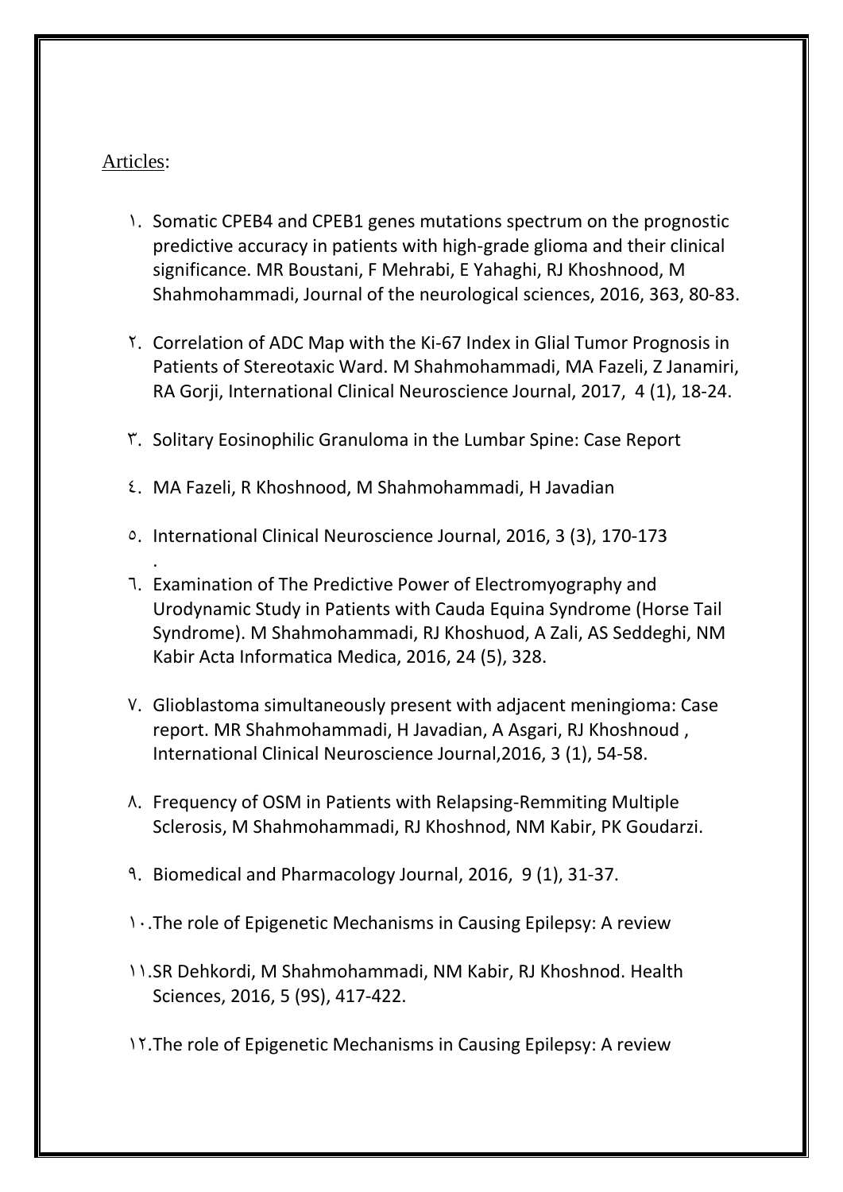Articles:

١. Somatic CPEB4 and CPEB1 genes mutations spectrum on the prognostic predictive accuracy in patients with high-grade glioma and their clinical significance. MR Boustani, F Mehrabi, E Yahaghi, RJ Khoshnood, M Shahmohammadi, Journal of the neurological sciences, 2016, 363, 80-83.

٢. Correlation of ADC Map with the Ki-67 Index in Glial Tumor Prognosis in Patients of Stereotaxic Ward. M Shahmohammadi, MA Fazeli, Z Janamiri, RA Gorji, International Clinical Neuroscience Journal, 2017, 4 (1), 18-24.

٣. Solitary Eosinophilic Granuloma in the Lumbar Spine: Case Report

٤. MA Fazeli, R Khoshnood, M Shahmohammadi, H Javadian

٥. International Clinical Neuroscience Journal, 2016, 3 (3), 170-173
.

٦. Examination of The Predictive Power of Electromyography and Urodynamic Study in Patients with Cauda Equina Syndrome (Horse Tail Syndrome). M Shahmohammadi, RJ Khoshuod, A Zali, AS Seddeghi, NM Kabir Acta Informatica Medica, 2016, 24 (5), 328.

٧. Glioblastoma simultaneously present with adjacent meningioma: Case report. MR Shahmohammadi, H Javadian, A Asgari, RJ Khoshnoud , International Clinical Neuroscience Journal,2016, 3 (1), 54-58.

٨. Frequency of OSM in Patients with Relapsing-Remmiting Multiple Sclerosis, M Shahmohammadi, RJ Khoshnod, NM Kabir, PK Goudarzi.

٩. Biomedical and Pharmacology Journal, 2016, 9 (1), 31-37.

١٠. The role of Epigenetic Mechanisms in Causing Epilepsy: A review

١١. SR Dehkordi, M Shahmohammadi, NM Kabir, RJ Khoshnod. Health Sciences, 2016, 5 (9S), 417-422.

١٢. The role of Epigenetic Mechanisms in Causing Epilepsy: A review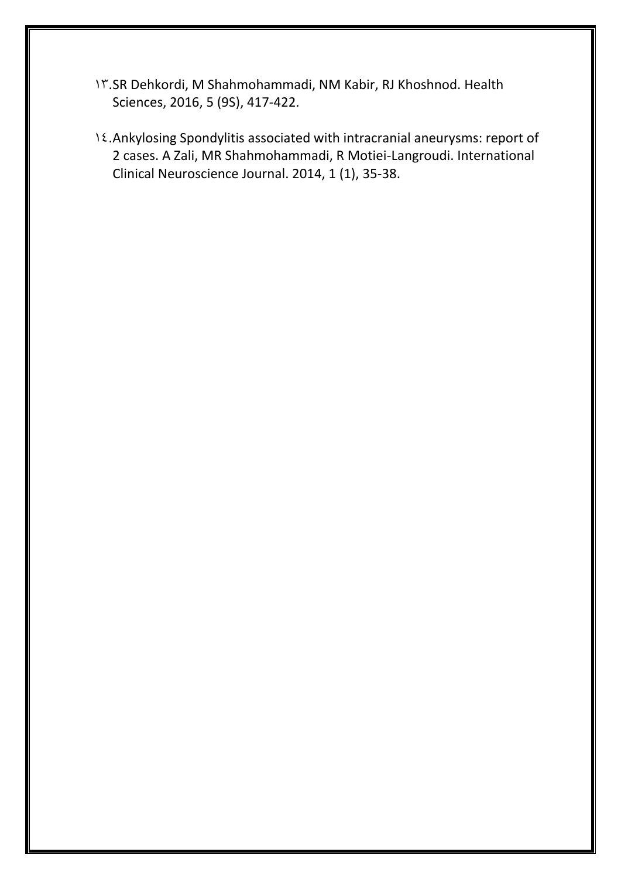١٣. SR Dehkordi, M Shahmohammadi, NM Kabir, RJ Khoshnod. Health Sciences, 2016, 5 (9S), 417-422.

١٤. Ankylosing Spondylitis associated with intracranial aneurysms: report of 2 cases. A Zali, MR Shahmohammadi, R Motiei-Langroudi. International Clinical Neuroscience Journal. 2014, 1 (1), 35-38.